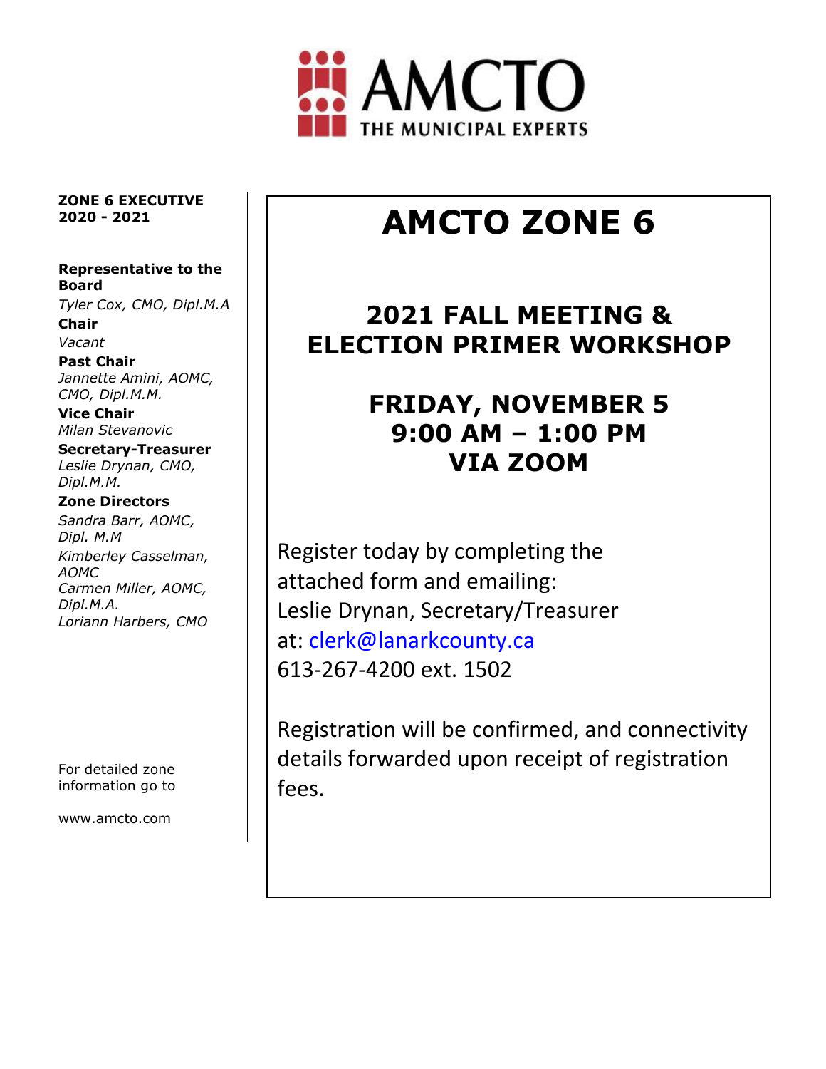AMCTO
THE MUNICIPAL EXPERTS

**ZONE 6 EXECUTIVE 2020 - 2021**

**Representative to the Board**
*Tyler Cox, CMO, Dipl.M.A*

**Chair**
*Vacant*

**Past Chair**
*Jannette Amini, AOMC, CMO, Dipl.M.M.*

**Vice Chair**
*Milan Stevanovic*

**Secretary-Treasurer**
*Leslie Drynan, CMO, Dipl.M.M.*

**Zone Directors**
*Sandra Barr, AOMC, Dipl. M.M*
*Kimberley Casselman, AOMC*
*Carmen Miller, AOMC, Dipl.M.A.*
*Loriann Harbers, CMO*

For detailed zone information go to

www.amcto.com

# AMCTO ZONE 6

## 2021 FALL MEETING & ELECTION PRIMER WORKSHOP

## FRIDAY, NOVEMBER 5
## 9:00 AM – 1:00 PM
## VIA ZOOM

Register today by completing the attached form and emailing:
Leslie Drynan, Secretary/Treasurer
at: clerk@lanarkcounty.ca
613-267-4200 ext. 1502

Registration will be confirmed, and connectivity details forwarded upon receipt of registration fees.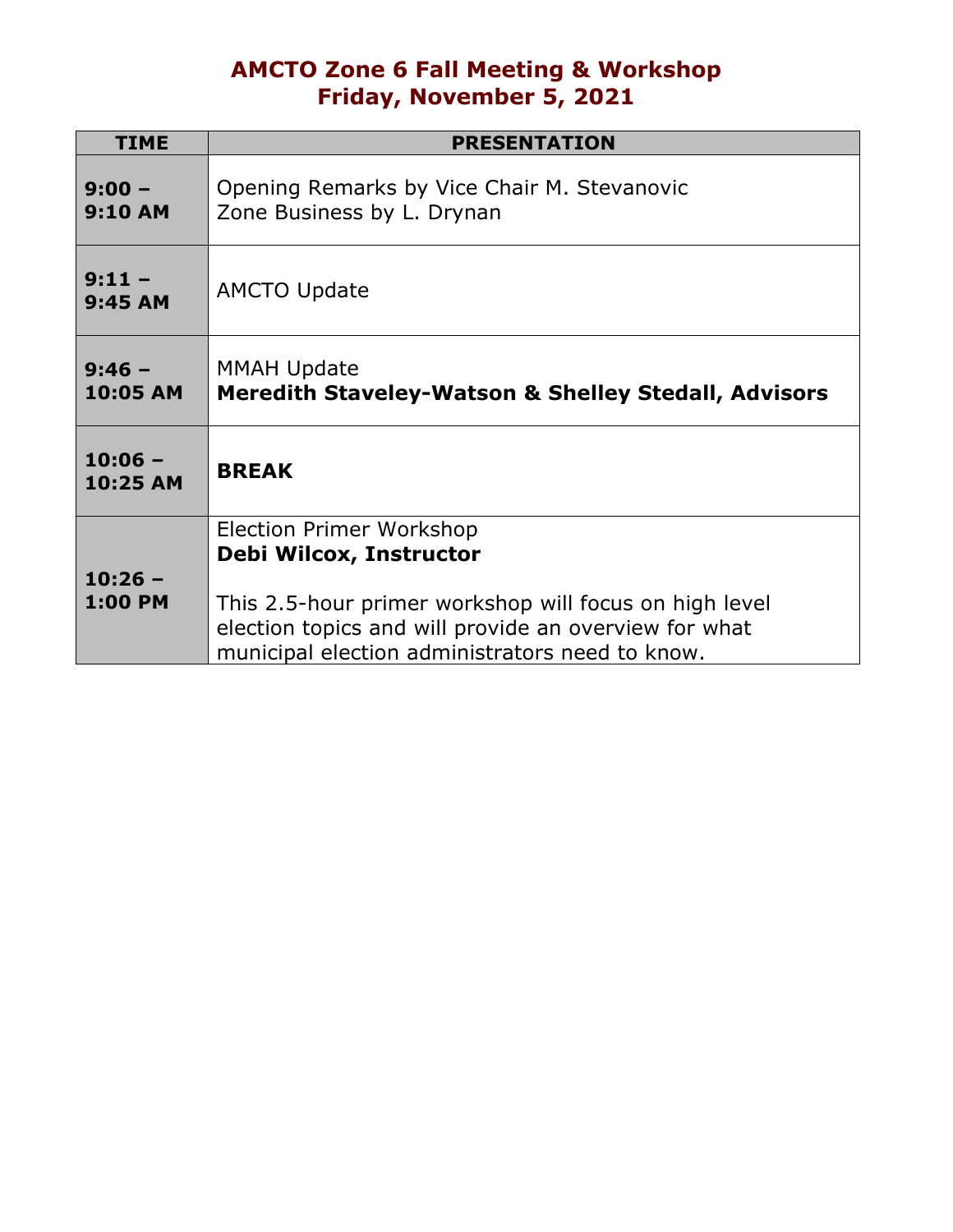# AMCTO Zone 6 Fall Meeting & Workshop
# Friday, November 5, 2021

| TIME | PRESENTATION |
|---|---|
| **9:00 – 9:10 AM** | Opening Remarks by Vice Chair M. Stevanovic<br>Zone Business by L. Drynan |
| **9:11 – 9:45 AM** | AMCTO Update |
| **9:46 – 10:05 AM** | MMAH Update<br>**Meredith Staveley-Watson & Shelley Stedall, Advisors** |
| **10:06 – 10:25 AM** | **BREAK** |
| **10:26 – 1:00 PM** | Election Primer Workshop<br>**Debi Wilcox, Instructor**<br><br>This 2.5-hour primer workshop will focus on high level election topics and will provide an overview for what municipal election administrators need to know. |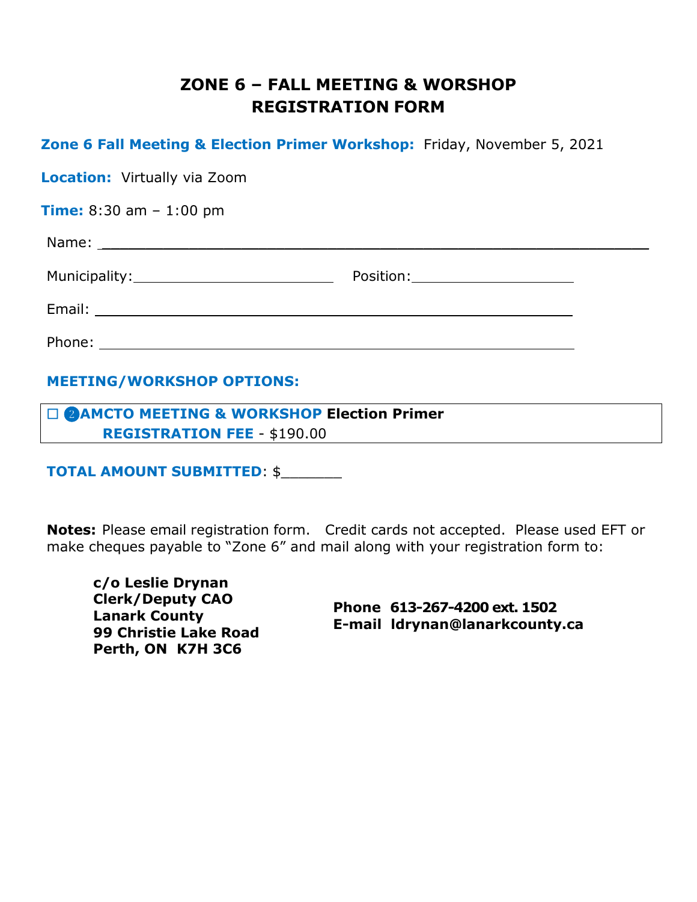# ZONE 6 – FALL MEETING & WORSHOP
# REGISTRATION FORM

**Zone 6 Fall Meeting & Election Primer Workshop:** Friday, November 5, 2021

**Location:** Virtually via Zoom

**Time:** 8:30 am – 1:00 pm

Name: ___________________________________________________________

Municipality: ________________________ Position: ____________________

Email: ___________________________________________________________

Phone: __________________________________________________________

**MEETING/WORKSHOP OPTIONS:**

☐ ❷ **AMCTO MEETING & WORKSHOP Election Primer**
**REGISTRATION FEE** - $190.00

**TOTAL AMOUNT SUBMITTED**: $_______

**Notes:** Please email registration form. Credit cards not accepted. Please used EFT or make cheques payable to "Zone 6" and mail along with your registration form to:

**c/o Leslie Drynan**
**Clerk/Deputy CAO**
**Lanark County**
**99 Christie Lake Road**
**Perth, ON K7H 3C6**

**Phone 613-267-4200 ext. 1502**
**E-mail ldrynan@lanarkcounty.ca**